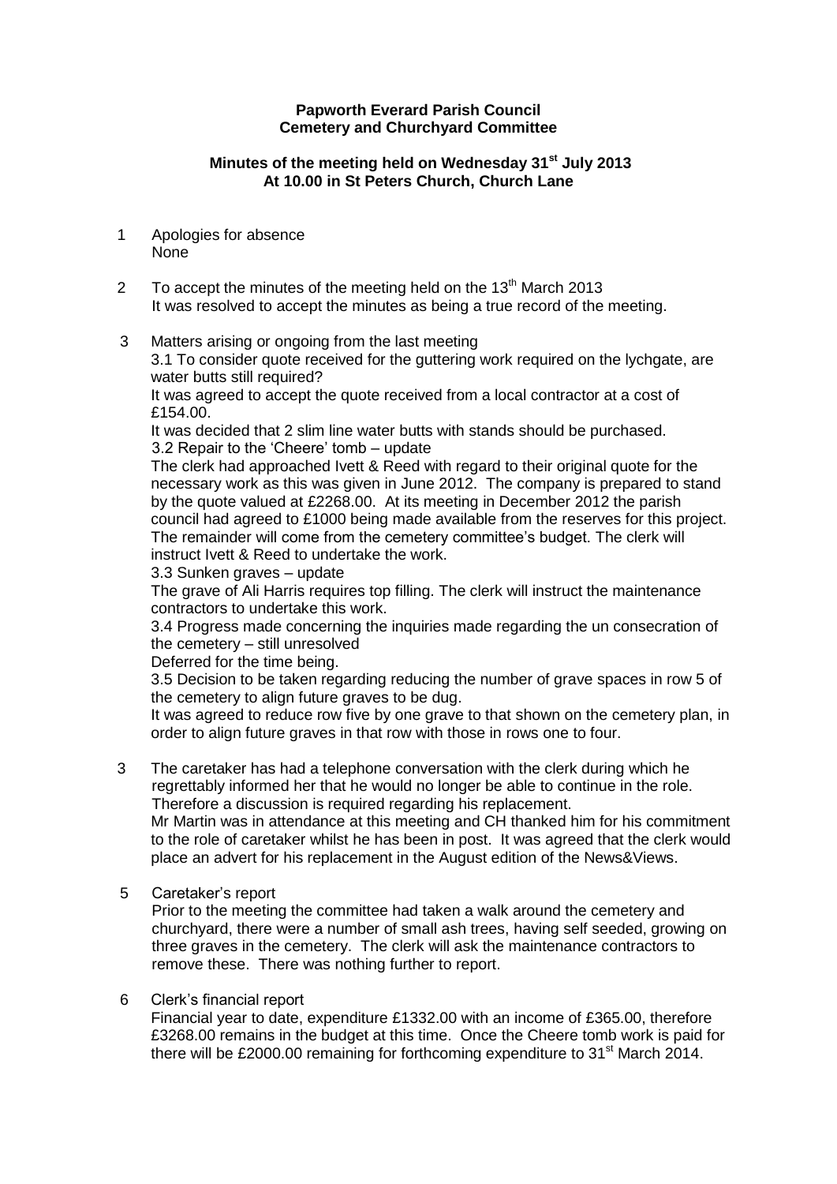**Papworth Everard Parish Council**
**Cemetery and Churchyard Committee**

**Minutes of the meeting held on Wednesday 31st July 2013**
**At 10.00 in St Peters Church, Church Lane**

1 Apologies for absence
None

2 To accept the minutes of the meeting held on the 13th March 2013
It was resolved to accept the minutes as being a true record of the meeting.

3 Matters arising or ongoing from the last meeting
3.1 To consider quote received for the guttering work required on the lychgate, are water butts still required?
It was agreed to accept the quote received from a local contractor at a cost of £154.00.
It was decided that 2 slim line water butts with stands should be purchased.
3.2 Repair to the 'Cheere' tomb – update
The clerk had approached Ivett & Reed with regard to their original quote for the necessary work as this was given in June 2012. The company is prepared to stand by the quote valued at £2268.00. At its meeting in December 2012 the parish council had agreed to £1000 being made available from the reserves for this project. The remainder will come from the cemetery committee's budget. The clerk will instruct Ivett & Reed to undertake the work.
3.3 Sunken graves – update
The grave of Ali Harris requires top filling. The clerk will instruct the maintenance contractors to undertake this work.
3.4 Progress made concerning the inquiries made regarding the un consecration of the cemetery – still unresolved
Deferred for the time being.
3.5 Decision to be taken regarding reducing the number of grave spaces in row 5 of the cemetery to align future graves to be dug.
It was agreed to reduce row five by one grave to that shown on the cemetery plan, in order to align future graves in that row with those in rows one to four.

3 The caretaker has had a telephone conversation with the clerk during which he regrettably informed her that he would no longer be able to continue in the role. Therefore a discussion is required regarding his replacement.
Mr Martin was in attendance at this meeting and CH thanked him for his commitment to the role of caretaker whilst he has been in post. It was agreed that the clerk would place an advert for his replacement in the August edition of the News&Views.

5 Caretaker's report
Prior to the meeting the committee had taken a walk around the cemetery and churchyard, there were a number of small ash trees, having self seeded, growing on three graves in the cemetery. The clerk will ask the maintenance contractors to remove these. There was nothing further to report.

6 Clerk's financial report
Financial year to date, expenditure £1332.00 with an income of £365.00, therefore £3268.00 remains in the budget at this time. Once the Cheere tomb work is paid for there will be £2000.00 remaining for forthcoming expenditure to 31st March 2014.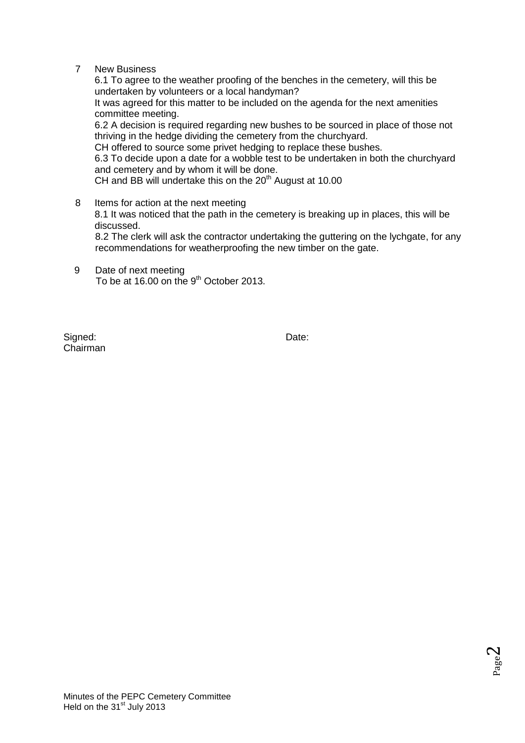7 New Business

6.1 To agree to the weather proofing of the benches in the cemetery, will this be undertaken by volunteers or a local handyman?

It was agreed for this matter to be included on the agenda for the next amenities committee meeting.

6.2 A decision is required regarding new bushes to be sourced in place of those not thriving in the hedge dividing the cemetery from the churchyard.

CH offered to source some privet hedging to replace these bushes.

6.3 To decide upon a date for a wobble test to be undertaken in both the churchyard and cemetery and by whom it will be done.

CH and BB will undertake this on the 20th August at 10.00

8 Items for action at the next meeting

8.1 It was noticed that the path in the cemetery is breaking up in places, this will be discussed.

8.2 The clerk will ask the contractor undertaking the guttering on the lychgate, for any recommendations for weatherproofing the new timber on the gate.

9 Date of next meeting

To be at 16.00 on the 9th October 2013.

Signed: Date:

Chairman

Minutes of the PEPC Cemetery Committee
Held on the 31st July 2013